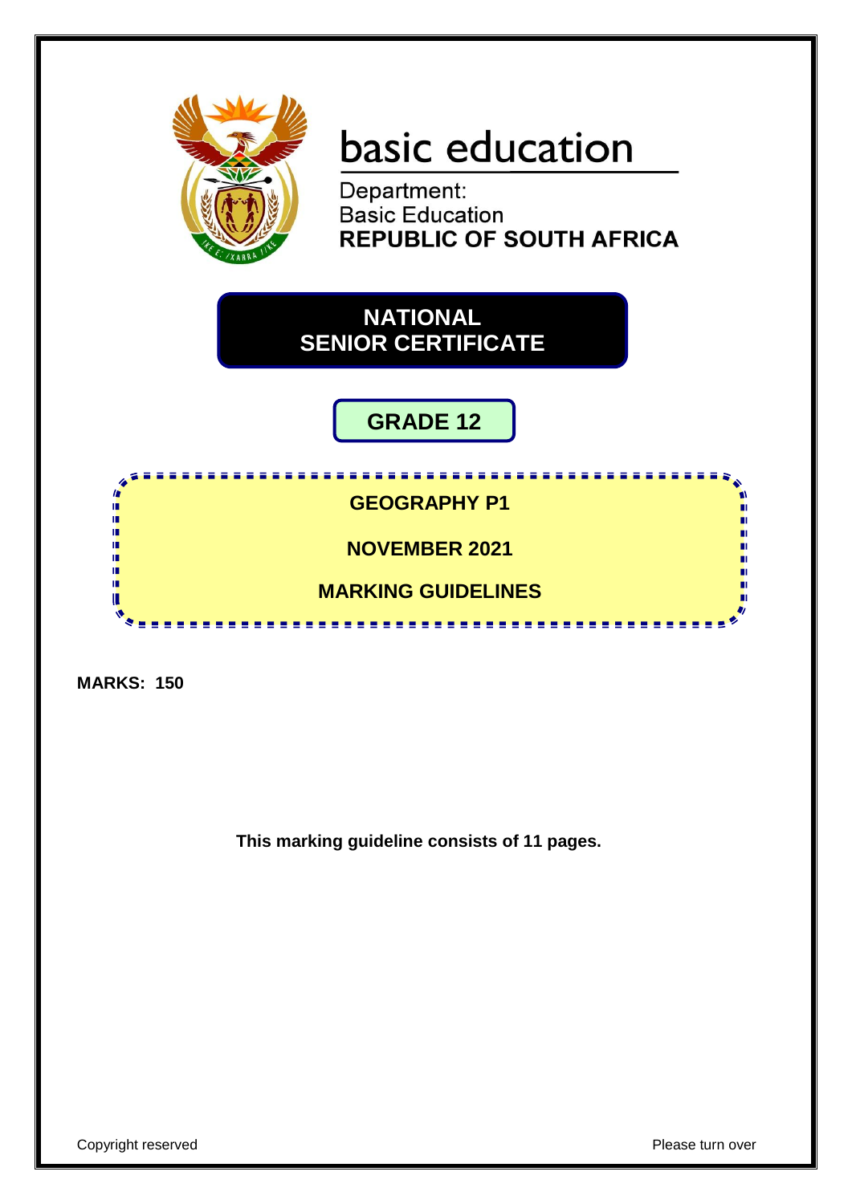basic education

Department:
Basic Education
**REPUBLIC OF SOUTH AFRICA**

# NATIONAL SENIOR CERTIFICATE

## GRADE 12

## GEOGRAPHY P1

## NOVEMBER 2021

## MARKING GUIDELINES

**MARKS: 150**

**This marking guideline consists of 11 pages.**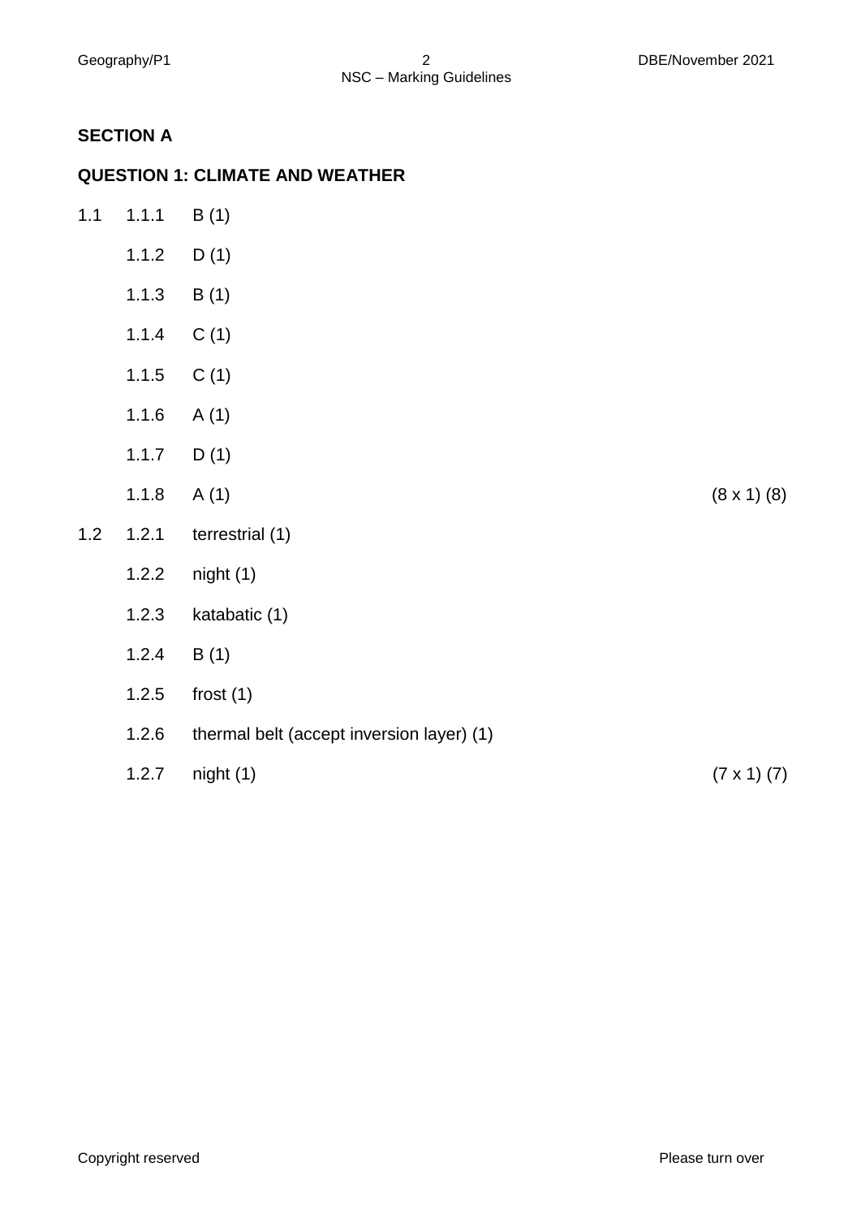## SECTION A

### QUESTION 1: CLIMATE AND WEATHER

1.1
- 1.1.1 B (1)
- 1.1.2 D (1)
- 1.1.3 B (1)
- 1.1.4 C (1)
- 1.1.5 C (1)
- 1.1.6 A (1)
- 1.1.7 D (1)
- 1.1.8 A (1) (8 x 1) (8)

1.2
- 1.2.1 terrestrial (1)
- 1.2.2 night (1)
- 1.2.3 katabatic (1)
- 1.2.4 B (1)
- 1.2.5 frost (1)
- 1.2.6 thermal belt (accept inversion layer) (1)
- 1.2.7 night (1) (7 x 1) (7)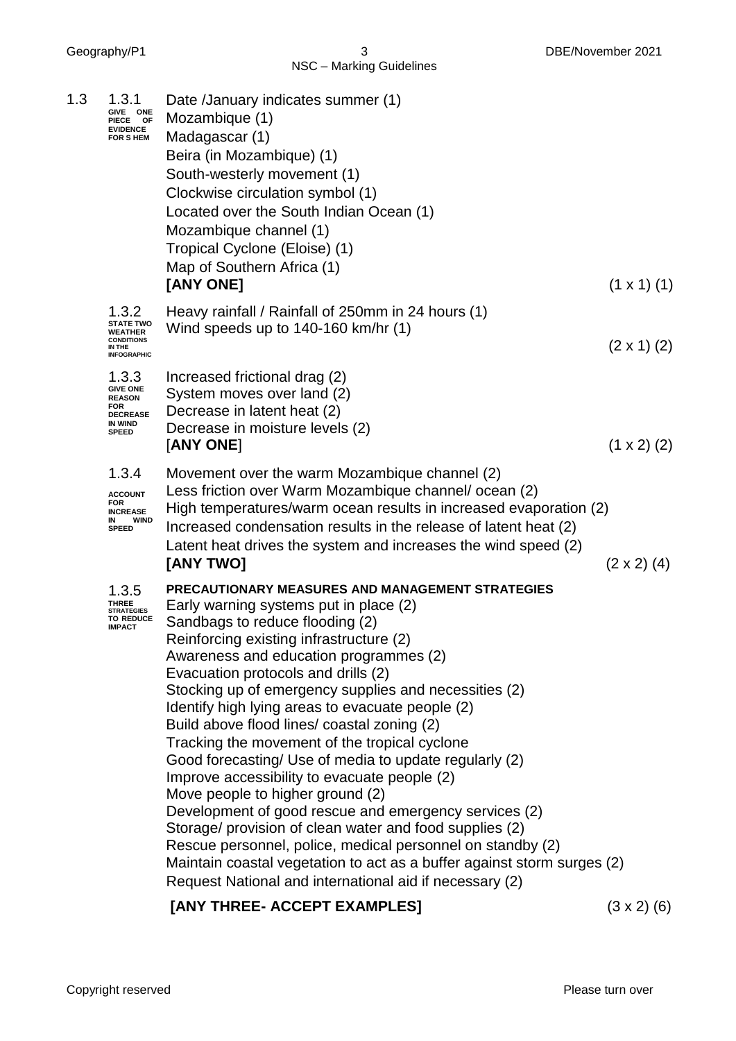**1.3**

**1.3.1** GIVE ONE PIECE OF EVIDENCE FOR S HEM

Date /January indicates summer (1)
Mozambique (1)
Madagascar (1)
Beira (in Mozambique) (1)
South-westerly movement (1)
Clockwise circulation symbol (1)
Located over the South Indian Ocean (1)
Mozambique channel (1)
Tropical Cyclone (Eloise) (1)
Map of Southern Africa (1)
**[ANY ONE]** (1 x 1) (1)

**1.3.2** STATE TWO WEATHER CONDITIONS IN THE INFOGRAPHIC

Heavy rainfall / Rainfall of 250mm in 24 hours (1)
Wind speeds up to 140-160 km/hr (1)
(2 x 1) (2)

**1.3.3** GIVE ONE REASON FOR DECREASE IN WIND SPEED

Increased frictional drag (2)
System moves over land (2)
Decrease in latent heat (2)
Decrease in moisture levels (2)
[**ANY ONE**] (1 x 2) (2)

**1.3.4** ACCOUNT FOR INCREASE IN WIND SPEED

Movement over the warm Mozambique channel (2)
Less friction over Warm Mozambique channel/ ocean (2)
High temperatures/warm ocean results in increased evaporation (2)
Increased condensation results in the release of latent heat (2)
Latent heat drives the system and increases the wind speed (2)
**[ANY TWO]** (2 x 2) (4)

**1.3.5** THREE STRATEGIES TO REDUCE IMPACT

**PRECAUTIONARY MEASURES AND MANAGEMENT STRATEGIES**
Early warning systems put in place (2)
Sandbags to reduce flooding (2)
Reinforcing existing infrastructure (2)
Awareness and education programmes (2)
Evacuation protocols and drills (2)
Stocking up of emergency supplies and necessities (2)
Identify high lying areas to evacuate people (2)
Build above flood lines/ coastal zoning (2)
Tracking the movement of the tropical cyclone
Good forecasting/ Use of media to update regularly (2)
Improve accessibility to evacuate people (2)
Move people to higher ground (2)
Development of good rescue and emergency services (2)
Storage/ provision of clean water and food supplies (2)
Rescue personnel, police, medical personnel on standby (2)
Maintain coastal vegetation to act as a buffer against storm surges (2)
Request National and international aid if necessary (2)

**[ANY THREE- ACCEPT EXAMPLES]** (3 x 2) (6)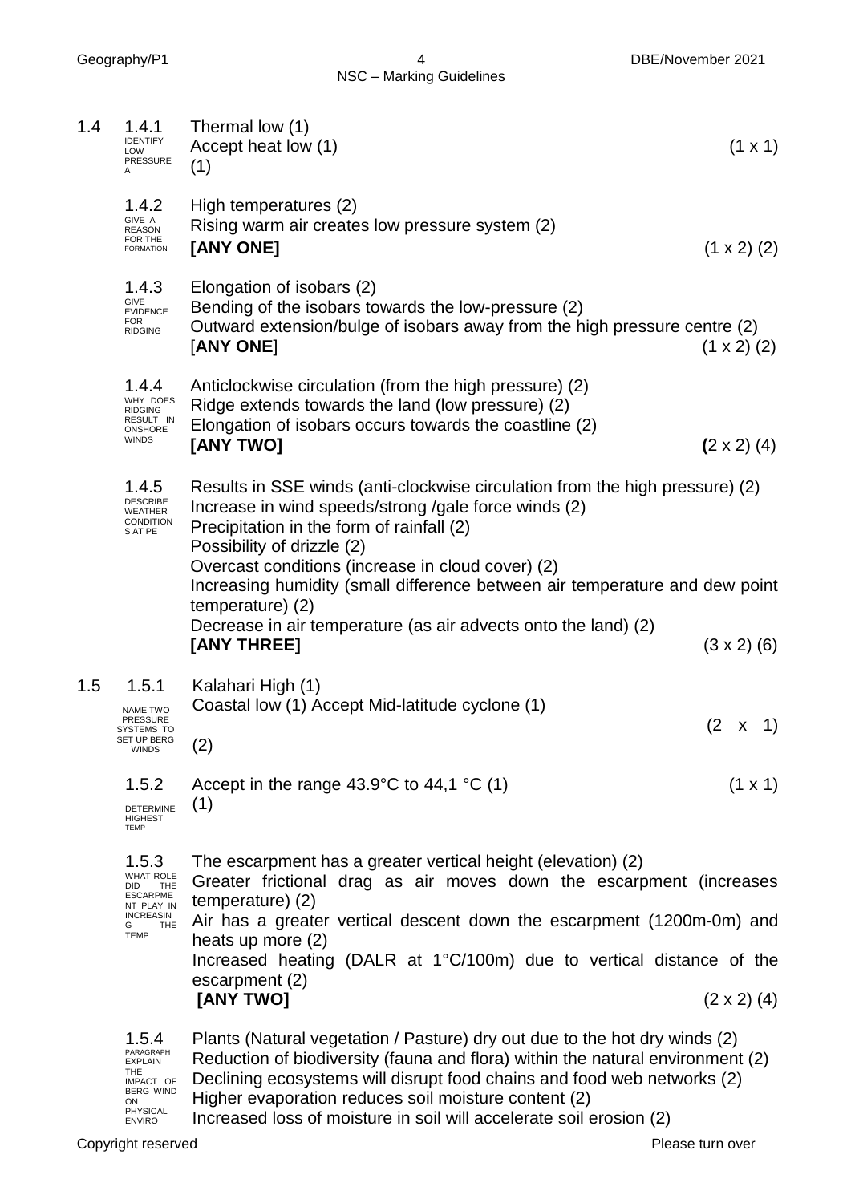| | | | |
|---|---|---|---|
| 1.4 | 1.4.1 IDENTIFY LOW PRESSURE A | Thermal low (1)<br>Accept heat low (1)<br>(1) | (1 x 1) |
| | 1.4.2 GIVE A REASON FOR THE FORMATION | High temperatures (2)<br>Rising warm air creates low pressure system (2)<br>**[ANY ONE]** | (1 x 2) (2) |
| | 1.4.3 GIVE EVIDENCE FOR RIDGING | Elongation of isobars (2)<br>Bending of the isobars towards the low-pressure (2)<br>Outward extension/bulge of isobars away from the high pressure centre (2)<br>[**ANY ONE**] | (1 x 2) (2) |
| | 1.4.4 WHY DOES RIDGING RESULT IN ONSHORE WINDS | Anticlockwise circulation (from the high pressure) (2)<br>Ridge extends towards the land (low pressure) (2)<br>Elongation of isobars occurs towards the coastline (2)<br>**[ANY TWO]** | (2 x 2) (4) |
| | 1.4.5 DESCRIBE WEATHER CONDITIONS AT PE | Results in SSE winds (anti-clockwise circulation from the high pressure) (2)<br>Increase in wind speeds/strong /gale force winds (2)<br>Precipitation in the form of rainfall (2)<br>Possibility of drizzle (2)<br>Overcast conditions (increase in cloud cover) (2)<br>Increasing humidity (small difference between air temperature and dew point temperature) (2)<br>Decrease in air temperature (as air advects onto the land) (2)<br>**[ANY THREE]** | (3 x 2) (6) |
| 1.5 | 1.5.1 NAME TWO PRESSURE SYSTEMS TO SET UP BERG WINDS | Kalahari High (1)<br>Coastal low (1) Accept Mid-latitude cyclone (1)<br>(2) | (2 x 1) |
| | 1.5.2 DETERMINE HIGHEST TEMP | Accept in the range 43.9°C to 44,1 °C (1)<br>(1) | (1 x 1) |
| | 1.5.3 WHAT ROLE DID THE ESCARPMENT PLAY IN INCREASING THE TEMP | The escarpment has a greater vertical height (elevation) (2)<br>Greater frictional drag as air moves down the escarpment (increases temperature) (2)<br>Air has a greater vertical descent down the escarpment (1200m-0m) and heats up more (2)<br>Increased heating (DALR at 1°C/100m) due to vertical distance of the escarpment (2)<br>**[ANY TWO]** | (2 x 2) (4) |
| | 1.5.4 PARAGRAPH EXPLAIN THE IMPACT OF BERG WIND ON PHYSICAL ENVIRO | Plants (Natural vegetation / Pasture) dry out due to the hot dry winds (2)<br>Reduction of biodiversity (fauna and flora) within the natural environment (2)<br>Declining ecosystems will disrupt food chains and food web networks (2)<br>Higher evaporation reduces soil moisture content (2)<br>Increased loss of moisture in soil will accelerate soil erosion (2) | |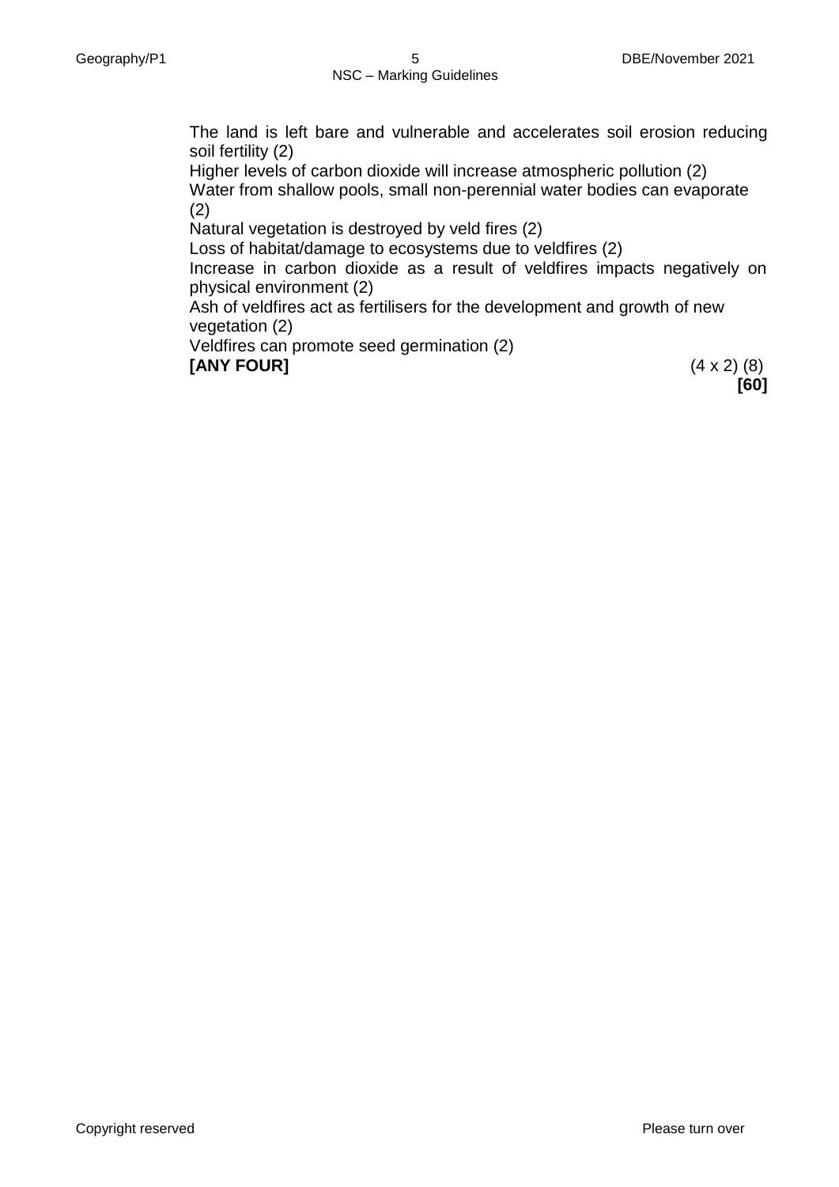The land is left bare and vulnerable and accelerates soil erosion reducing soil fertility (2)
Higher levels of carbon dioxide will increase atmospheric pollution (2)
Water from shallow pools, small non-perennial water bodies can evaporate (2)
Natural vegetation is destroyed by veld fires (2)
Loss of habitat/damage to ecosystems due to veldfires (2)
Increase in carbon dioxide as a result of veldfires impacts negatively on physical environment (2)
Ash of veldfires act as fertilisers for the development and growth of new vegetation (2)
Veldfires can promote seed germination (2)
**[ANY FOUR]** (4 x 2) (8)
**[60]**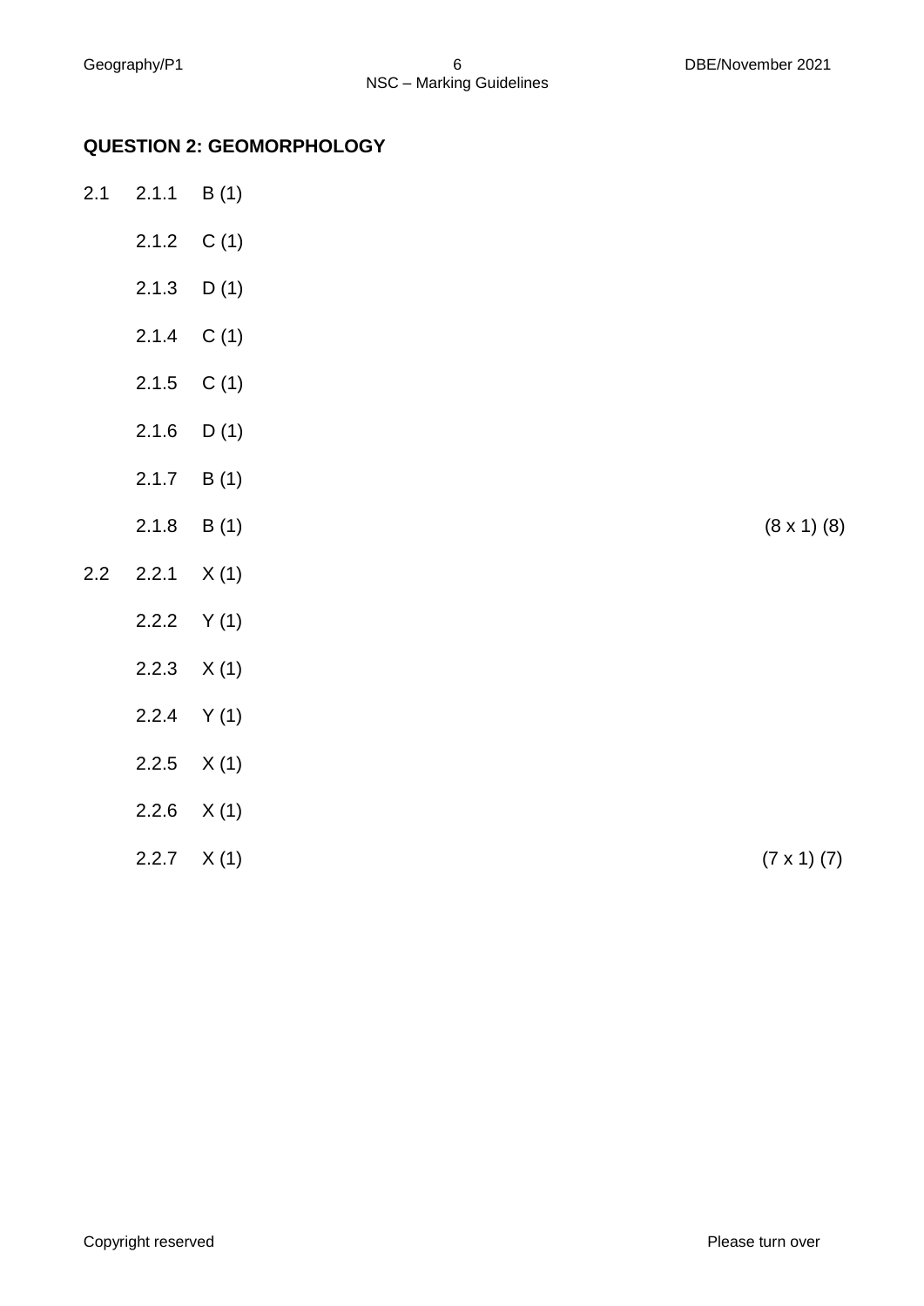## QUESTION 2: GEOMORPHOLOGY

2.1 2.1.1 B (1)

2.1.2 C (1)

2.1.3 D (1)

2.1.4 C (1)

2.1.5 C (1)

2.1.6 D (1)

2.1.7 B (1)

2.1.8 B (1) (8 x 1) (8)

2.2 2.2.1 X (1)

2.2.2 Y (1)

2.2.3 X (1)

2.2.4 Y (1)

2.2.5 X (1)

2.2.6 X (1)

2.2.7 X (1) (7 x 1) (7)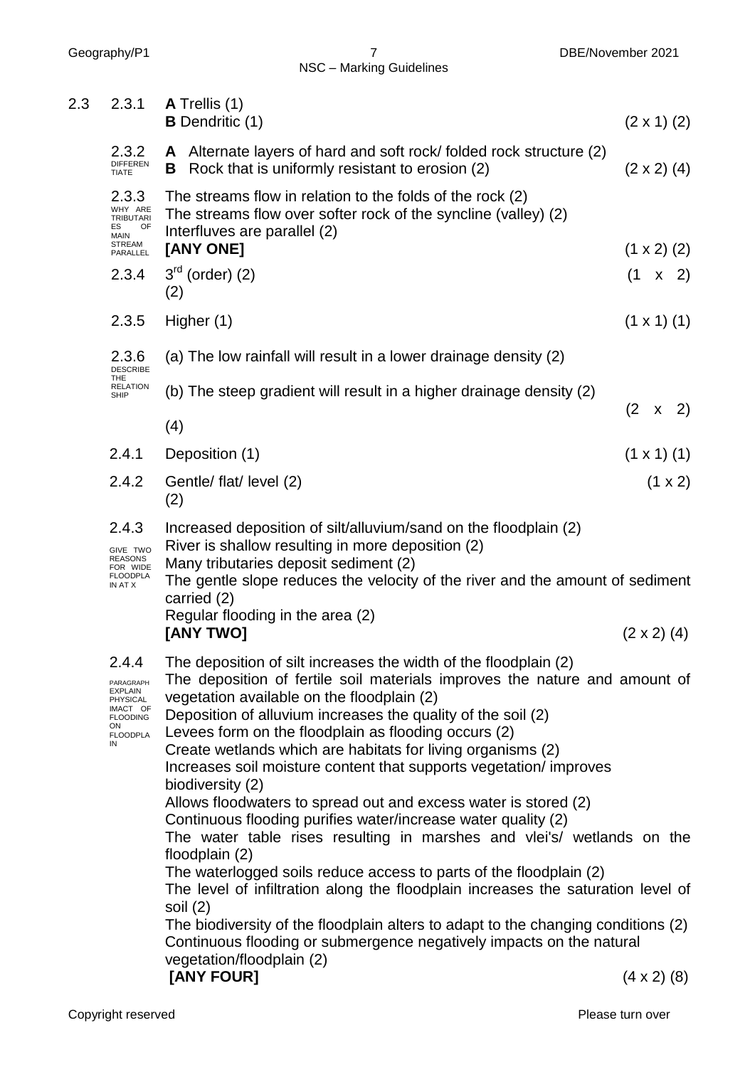| | | | |
|---|---|---|---|
| 2.3 | 2.3.1 | **A** Trellis (1)<br>**B** Dendritic (1) | (2 x 1) (2) |
| | 2.3.2 DIFFERENTIATE | **A** Alternate layers of hard and soft rock/ folded rock structure (2)<br>**B** Rock that is uniformly resistant to erosion (2) | (2 x 2) (4) |
| | 2.3.3 WHY ARE TRIBUTARIES OF MAIN STREAM PARALLEL | The streams flow in relation to the folds of the rock (2)<br>The streams flow over softer rock of the syncline (valley) (2)<br>Interfluves are parallel (2)<br>**[ANY ONE]** | (1 x 2) (2) |
| | 2.3.4 | $3^{rd}$ (order) (2) | (1 x 2) (2) |
| | 2.3.5 | Higher (1) | (1 x 1) (1) |
| | 2.3.6 DESCRIBE THE RELATIONSHIP | (a) The low rainfall will result in a lower drainage density (2)<br>(b) The steep gradient will result in a higher drainage density (2) | (2 x 2) (4) |
| | 2.4.1 | Deposition (1) | (1 x 1) (1) |
| | 2.4.2 | Gentle/ flat/ level (2) | (1 x 2) (2) |
| | 2.4.3 GIVE TWO REASONS FOR WIDE FLOODPLAIN AT X | Increased deposition of silt/alluvium/sand on the floodplain (2)<br>River is shallow resulting in more deposition (2)<br>Many tributaries deposit sediment (2)<br>The gentle slope reduces the velocity of the river and the amount of sediment carried (2)<br>Regular flooding in the area (2)<br>**[ANY TWO]** | (2 x 2) (4) |
| | 2.4.4 PARAGRAPH EXPLAIN PHYSICAL IMACT OF FLOODING ON FLOODPLAIN | The deposition of silt increases the width of the floodplain (2)<br>The deposition of fertile soil materials improves the nature and amount of vegetation available on the floodplain (2)<br>Deposition of alluvium increases the quality of the soil (2)<br>Levees form on the floodplain as flooding occurs (2)<br>Create wetlands which are habitats for living organisms (2)<br>Increases soil moisture content that supports vegetation/ improves biodiversity (2)<br>Allows floodwaters to spread out and excess water is stored (2)<br>Continuous flooding purifies water/increase water quality (2)<br>The water table rises resulting in marshes and vlei's/ wetlands on the floodplain (2)<br>The waterlogged soils reduce access to parts of the floodplain (2)<br>The level of infiltration along the floodplain increases the saturation level of soil (2)<br>The biodiversity of the floodplain alters to adapt to the changing conditions (2)<br>Continuous flooding or submergence negatively impacts on the natural vegetation/floodplain (2)<br>**[ANY FOUR]** | (4 x 2) (8) |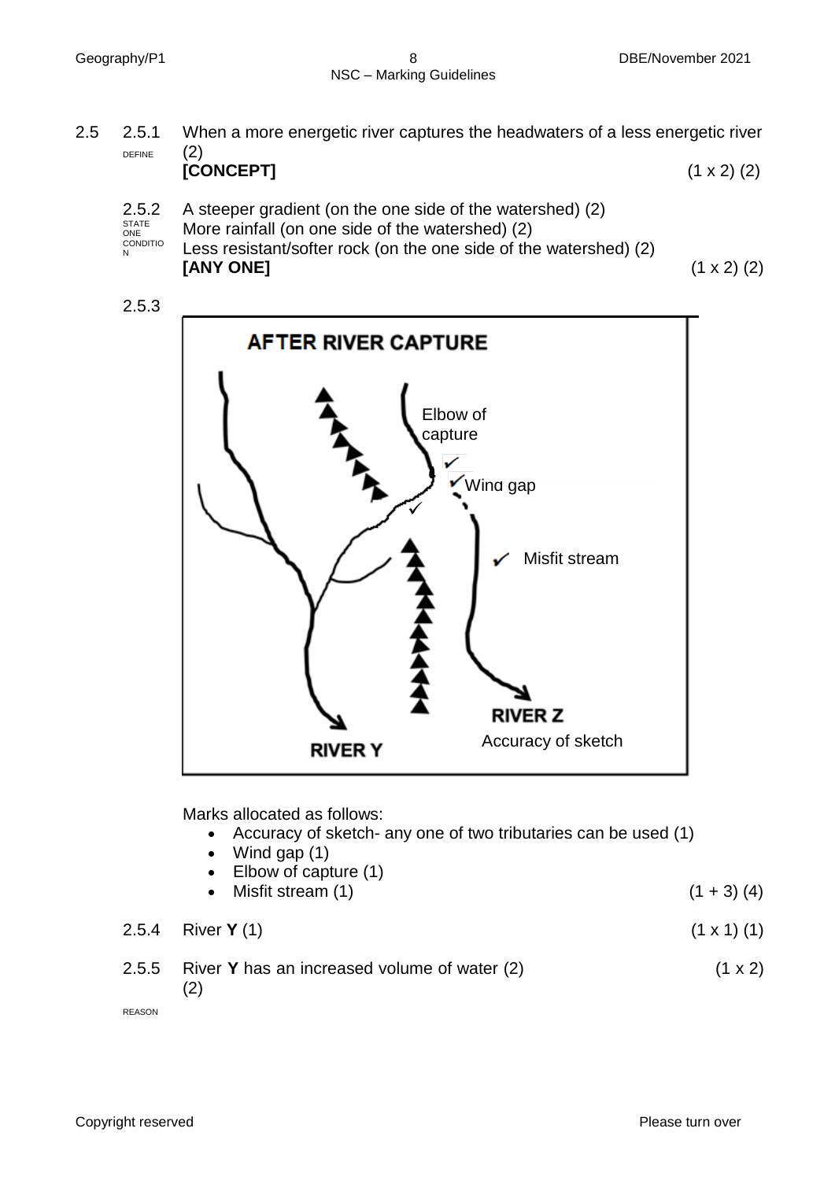2.5 2.5.1 DEFINE When a more energetic river captures the headwaters of a less energetic river (2)
**[CONCEPT]** (1 x 2) (2)

2.5.2 STATE ONE CONDITION A steeper gradient (on the one side of the watershed) (2)
More rainfall (on one side of the watershed) (2)
Less resistant/softer rock (on the one side of the watershed) (2)
**[ANY ONE]** (1 x 2) (2)

2.5.3

**AFTER RIVER CAPTURE**

Elbow of capture
Wind gap
Misfit stream
RIVER Z
Accuracy of sketch
RIVER Y

Marks allocated as follows:

- Accuracy of sketch- any one of two tributaries can be used (1)
- Wind gap (1)
- Elbow of capture (1)
- Misfit stream (1) (1 + 3) (4)

2.5.4 River **Y** (1) (1 x 1) (1)

2.5.5 REASON River **Y** has an increased volume of water (2) (1 x 2) (2)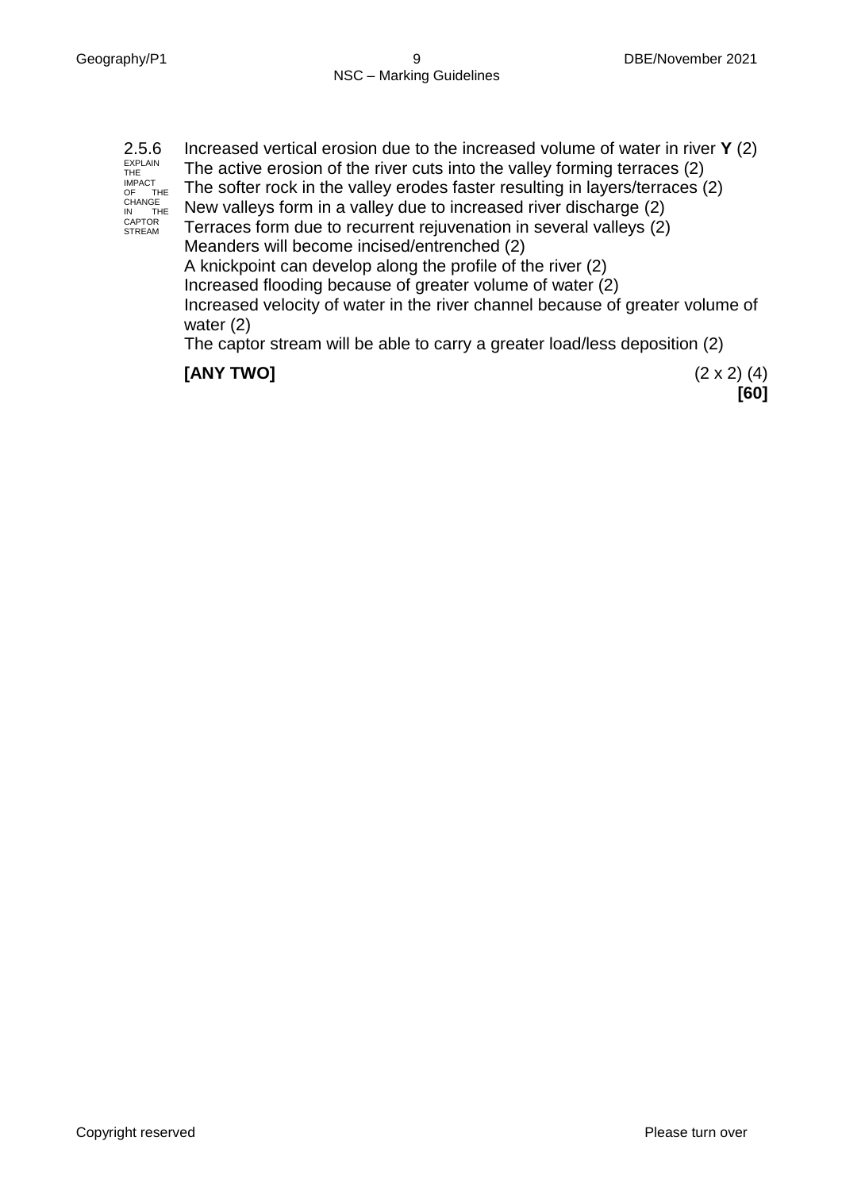2.5.6 EXPLAIN THE IMPACT OF THE CHANGE IN THE CAPTOR STREAM

Increased vertical erosion due to the increased volume of water in river **Y** (2)
The active erosion of the river cuts into the valley forming terraces (2)
The softer rock in the valley erodes faster resulting in layers/terraces (2)
New valleys form in a valley due to increased river discharge (2)
Terraces form due to recurrent rejuvenation in several valleys (2)
Meanders will become incised/entrenched (2)
A knickpoint can develop along the profile of the river (2)
Increased flooding because of greater volume of water (2)
Increased velocity of water in the river channel because of greater volume of water (2)
The captor stream will be able to carry a greater load/less deposition (2)

**[ANY TWO]** (2 x 2) (4)

**[60]**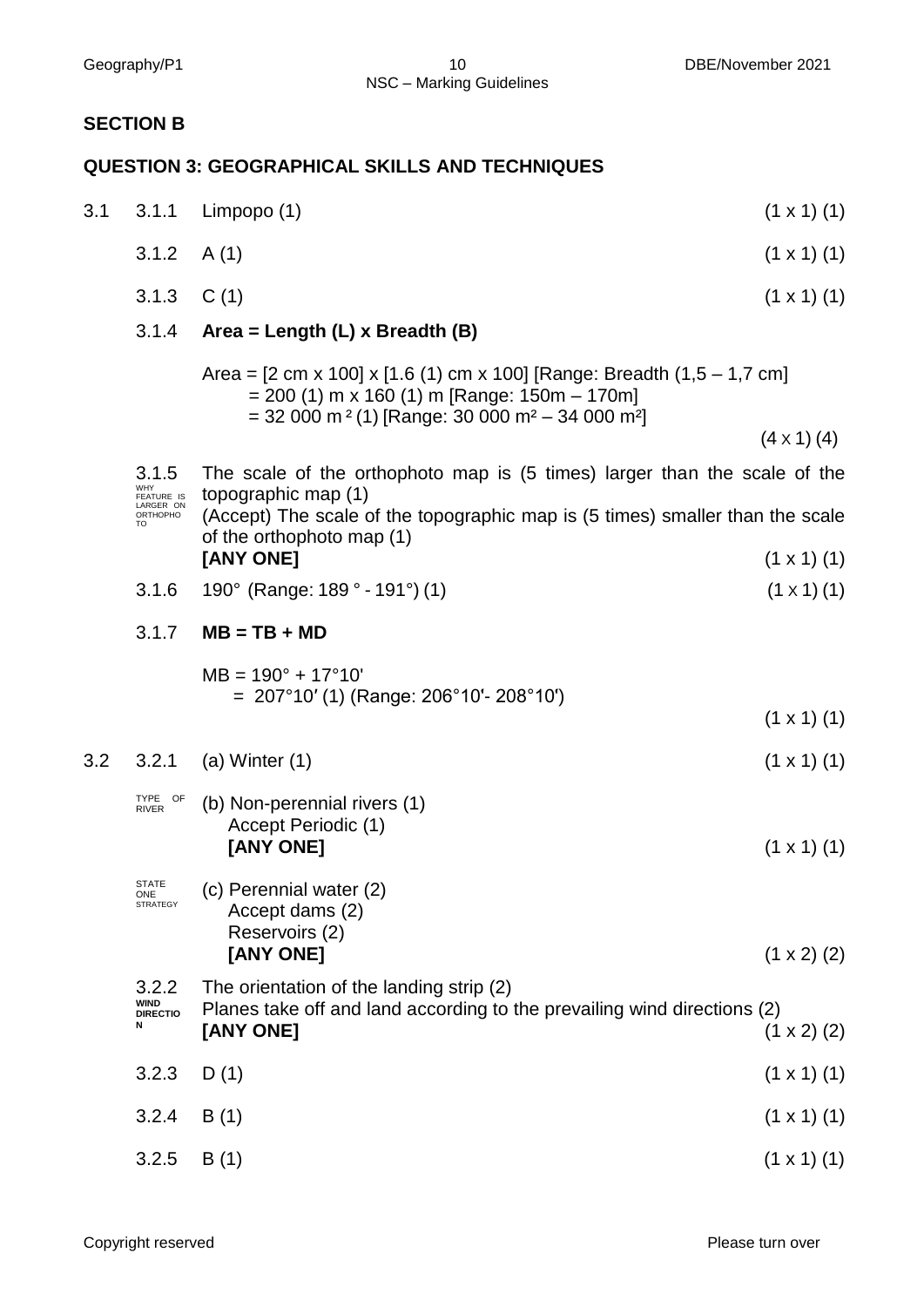## SECTION B

## QUESTION 3: GEOGRAPHICAL SKILLS AND TECHNIQUES

| | | | |
|---|---|---|---|
| 3.1 | 3.1.1 | Limpopo (1) | (1 x 1) (1) |
| | 3.1.2 | A (1) | (1 x 1) (1) |
| | 3.1.3 | C (1) | (1 x 1) (1) |

3.1.4 **Area = Length (L) x Breadth (B)**

Area = [2 cm x 100] x [1.6 (1) cm x 100] [Range: Breadth (1,5 – 1,7 cm]
= 200 (1) m x 160 (1) m [Range: 150m – 170m]
= 32 000 m ² (1) [Range: 30 000 m² – 34 000 m²]

(4 x 1) (4)

3.1.5 WHY FEATURE IS LARGER ON ORTHOPHOTO

The scale of the orthophoto map is (5 times) larger than the scale of the topographic map (1)
(Accept) The scale of the topographic map is (5 times) smaller than the scale of the orthophoto map (1)
**[ANY ONE]** (1 x 1) (1)

3.1.6 190° (Range: 189 ° - 191°) (1) (1 x 1) (1)

3.1.7 **MB = TB + MD**

MB = 190° + 17°10'
= 207°10′ (1) (Range: 206°10'- 208°10')

(1 x 1) (1)

3.2 3.2.1 (a) Winter (1) (1 x 1) (1)

TYPE OF RIVER

(b) Non-perennial rivers (1)
Accept Periodic (1)
**[ANY ONE]** (1 x 1) (1)

STATE ONE STRATEGY

(c) Perennial water (2)
Accept dams (2)
Reservoirs (2)
**[ANY ONE]** (1 x 2) (2)

3.2.2 WIND DIRECTION

The orientation of the landing strip (2)
Planes take off and land according to the prevailing wind directions (2)
**[ANY ONE]** (1 x 2) (2)

| | | |
|---|---|---|
| 3.2.3 | D (1) | (1 x 1) (1) |
| 3.2.4 | B (1) | (1 x 1) (1) |
| 3.2.5 | B (1) | (1 x 1) (1) |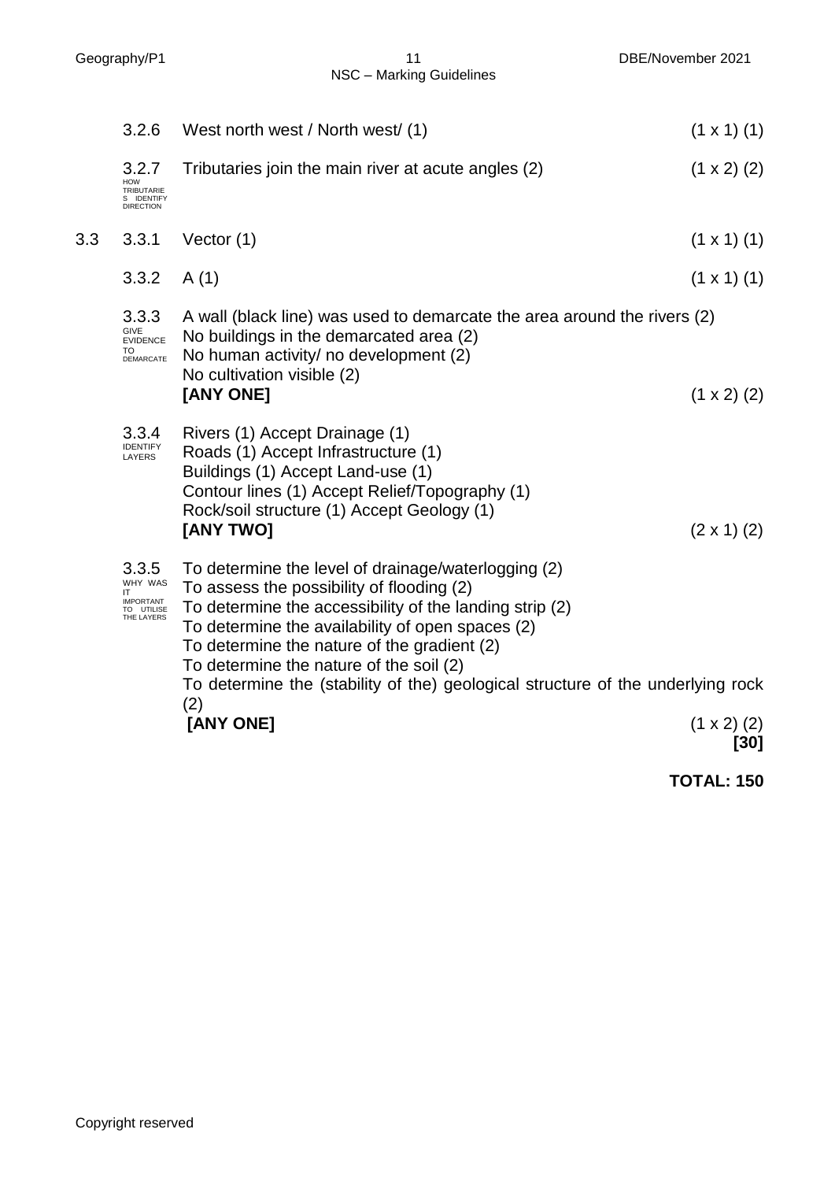| | | | |
|---|---|---|---|
| | 3.2.6 | West north west / North west/ (1) | (1 x 1) (1) |
| | 3.2.7 HOW TRIBUTARIES IDENTIFY DIRECTION | Tributaries join the main river at acute angles (2) | (1 x 2) (2) |
| 3.3 | 3.3.1 | Vector (1) | (1 x 1) (1) |
| | 3.3.2 | A (1) | (1 x 1) (1) |
| | 3.3.3 GIVE EVIDENCE TO DEMARCATE | A wall (black line) was used to demarcate the area around the rivers (2)<br>No buildings in the demarcated area (2)<br>No human activity/ no development (2)<br>No cultivation visible (2)<br>**[ANY ONE]** | (1 x 2) (2) |
| | 3.3.4 IDENTIFY LAYERS | Rivers (1) Accept Drainage (1)<br>Roads (1) Accept Infrastructure (1)<br>Buildings (1) Accept Land-use (1)<br>Contour lines (1) Accept Relief/Topography (1)<br>Rock/soil structure (1) Accept Geology (1)<br>**[ANY TWO]** | (2 x 1) (2) |
| | 3.3.5 WHY WAS IT IMPORTANT TO UTILISE THE LAYERS | To determine the level of drainage/waterlogging (2)<br>To assess the possibility of flooding (2)<br>To determine the accessibility of the landing strip (2)<br>To determine the availability of open spaces (2)<br>To determine the nature of the gradient (2)<br>To determine the nature of the soil (2)<br>To determine the (stability of the) geological structure of the underlying rock (2)<br>**[ANY ONE]** | (1 x 2) (2)<br>**[30]** |

**TOTAL: 150**